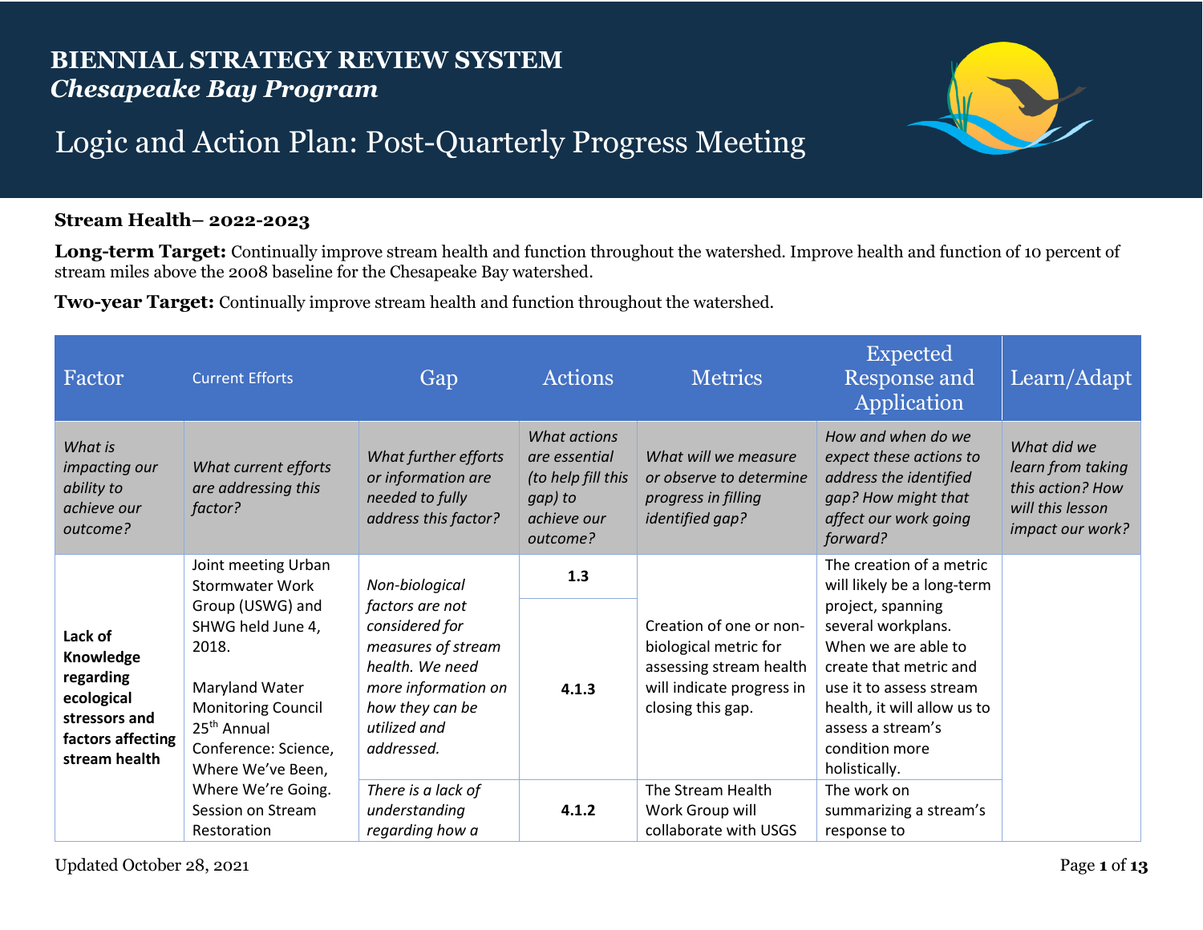# BIENNIAL STRATEGY REVIEW SYSTEM
## *Chesapeake Bay Program*

# Logic and Action Plan: Post-Quarterly Progress Meeting

**Stream Health– 2022-2023**

**Long-term Target:** Continually improve stream health and function throughout the watershed. Improve health and function of 10 percent of stream miles above the 2008 baseline for the Chesapeake Bay watershed.

**Two-year Target:** Continually improve stream health and function throughout the watershed.

| Factor | Current Efforts | Gap | Actions | Metrics | Expected Response and Application | Learn/Adapt |
|---|---|---|---|---|---|---|
| *What is impacting our ability to achieve our outcome?* | *What current efforts are addressing this factor?* | *What further efforts or information are needed to fully address this factor?* | *What actions are essential (to help fill this gap) to achieve our outcome?* | *What will we measure or observe to determine progress in filling identified gap?* | *How and when do we expect these actions to address the identified gap? How might that affect our work going forward?* | *What did we learn from taking this action? How will this lesson impact our work?* |
| **Lack of Knowledge regarding ecological stressors and factors affecting stream health** | Joint meeting Urban Stormwater Work Group (USWG) and SHWG held June 4, 2018.<br><br>Maryland Water Monitoring Council 25th Annual Conference: Science, Where We've Been, Where We're Going. Session on Stream Restoration | *Non-biological factors are not considered for measures of stream health. We need more information on how they can be utilized and addressed.* | **1.3** | Creation of one or non-biological metric for assessing stream health will indicate progress in closing this gap. | The creation of a metric will likely be a long-term project, spanning several workplans. When we are able to create that metric and use it to assess stream health, it will allow us to assess a stream's condition more holistically. | |
| | | | **4.1.3** | | | |
| | | *There is a lack of understanding regarding how a* | **4.1.2** | The Stream Health Work Group will collaborate with USGS | The work on summarizing a stream's response to | |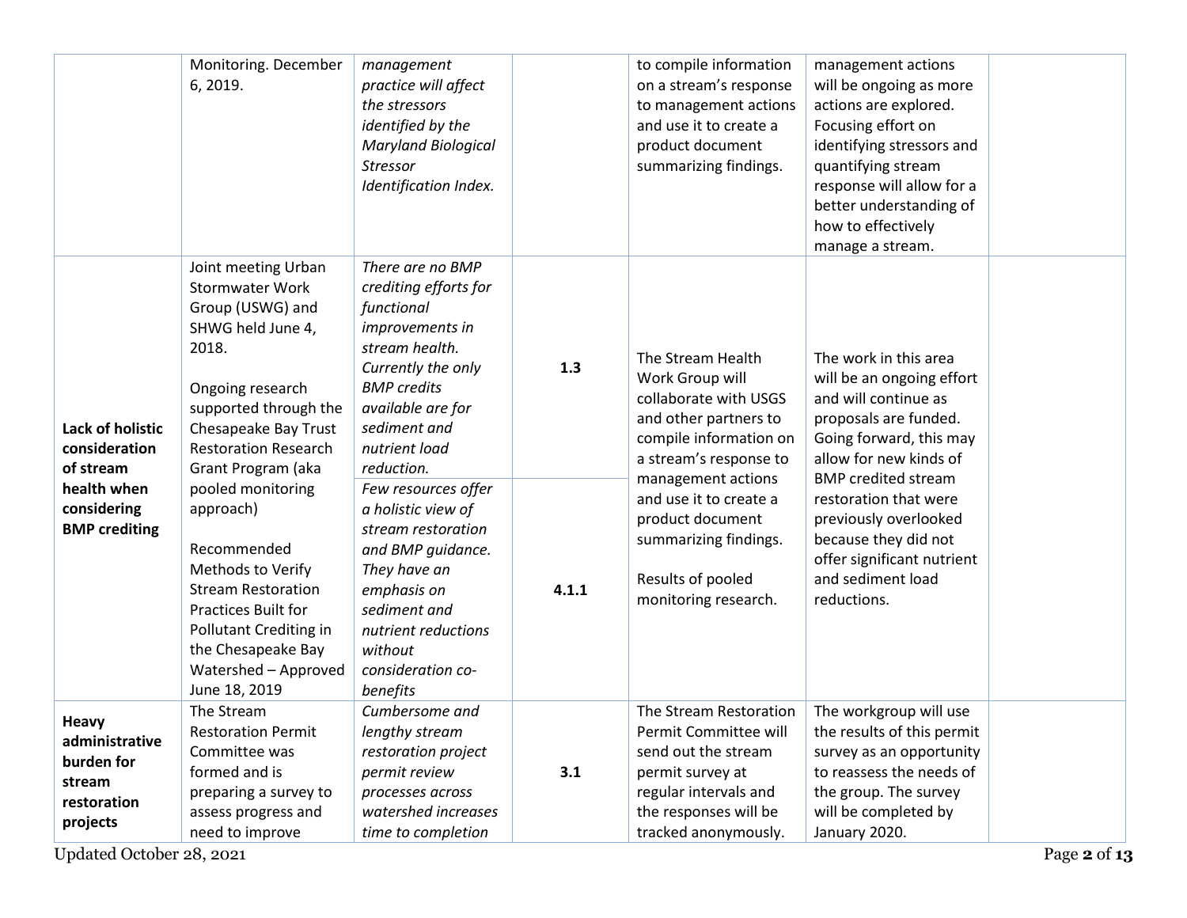| | | | | | | |
|---|---|---|---|---|---|---|
| | Monitoring. December 6, 2019. | *management practice will affect the stressors identified by the Maryland Biological Stressor Identification Index.* | | to compile information on a stream's response to management actions and use it to create a product document summarizing findings. | management actions will be ongoing as more actions are explored. Focusing effort on identifying stressors and quantifying stream response will allow for a better understanding of how to effectively manage a stream. | |
| **Lack of holistic consideration of stream health when considering BMP crediting** | Joint meeting Urban Stormwater Work Group (USWG) and SHWG held June 4, 2018.<br><br>Ongoing research supported through the Chesapeake Bay Trust Restoration Research Grant Program (aka pooled monitoring approach)<br><br>Recommended Methods to Verify Stream Restoration Practices Built for Pollutant Crediting in the Chesapeake Bay Watershed – Approved June 18, 2019 | *There are no BMP crediting efforts for functional improvements in stream health. Currently the only BMP credits available are for sediment and nutrient load reduction.* | **1.3** | The Stream Health Work Group will collaborate with USGS and other partners to compile information on a stream's response to management actions and use it to create a product document summarizing findings.<br><br>Results of pooled monitoring research. | The work in this area will be an ongoing effort and will continue as proposals are funded. Going forward, this may allow for new kinds of BMP credited stream restoration that were previously overlooked because they did not offer significant nutrient and sediment load reductions. | |
| | | *Few resources offer a holistic view of stream restoration and BMP guidance. They have an emphasis on sediment and nutrient reductions without consideration co-benefits* | **4.1.1** | | | |
| **Heavy administrative burden for stream restoration projects** | The Stream Restoration Permit Committee was formed and is preparing a survey to assess progress and need to improve | *Cumbersome and lengthy stream restoration project permit review processes across watershed increases time to completion* | **3.1** | The Stream Restoration Permit Committee will send out the stream permit survey at regular intervals and the responses will be tracked anonymously. | The workgroup will use the results of this permit survey as an opportunity to reassess the needs of the group. The survey will be completed by January 2020. | |

Updated October 28, 2021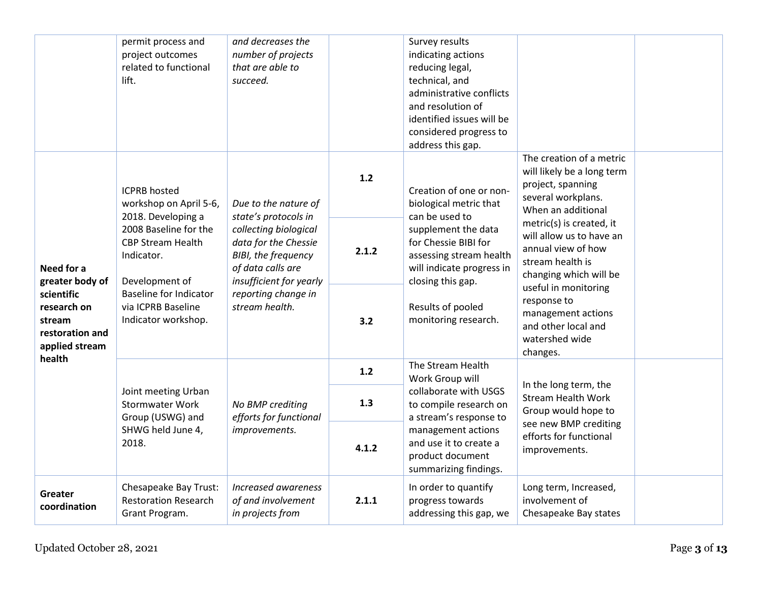| | | | | | | |
|---|---|---|---|---|---|---|
| | permit process and project outcomes related to functional lift. | *and decreases the number of projects that are able to succeed.* | | Survey results indicating actions reducing legal, technical, and administrative conflicts and resolution of identified issues will be considered progress to address this gap. | | |
| **Need for a greater body of scientific research on stream restoration and applied stream health** | ICPRB hosted workshop on April 5-6, 2018. Developing a 2008 Baseline for the CBP Stream Health Indicator.<br><br>Development of Baseline for Indicator via ICPRB Baseline Indicator workshop. | *Due to the nature of state's protocols in collecting biological data for the Chessie BIBI, the frequency of data calls are insufficient for yearly reporting change in stream health.* | **1.2**<br><br>**2.1.2**<br><br>**3.2** | Creation of one or non-biological metric that can be used to supplement the data for Chessie BIBI for assessing stream health will indicate progress in closing this gap.<br><br>Results of pooled monitoring research. | The creation of a metric will likely be a long term project, spanning several workplans. When an additional metric(s) is created, it will allow us to have an annual view of how stream health is changing which will be useful in monitoring response to management actions and other local and watershed wide changes. | |
| | Joint meeting Urban Stormwater Work Group (USWG) and SHWG held June 4, 2018. | *No BMP crediting efforts for functional improvements.* | **1.2**<br><br>**1.3**<br><br>**4.1.2** | The Stream Health Work Group will collaborate with USGS to compile research on a stream's response to management actions and use it to create a product document summarizing findings. | In the long term, the Stream Health Work Group would hope to see new BMP crediting efforts for functional improvements. | |
| **Greater coordination** | Chesapeake Bay Trust: Restoration Research Grant Program. | *Increased awareness of and involvement in projects from* | **2.1.1** | In order to quantify progress towards addressing this gap, we | Long term, Increased, involvement of Chesapeake Bay states | |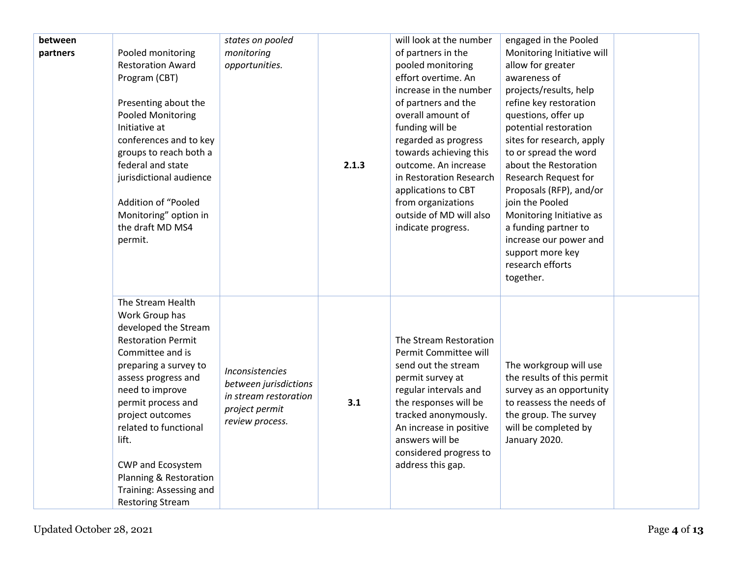| | | | | | | |
|---|---|---|---|---|---|---|
| **between partners** | Pooled monitoring Restoration Award Program (CBT)<br><br>Presenting about the Pooled Monitoring Initiative at conferences and to key groups to reach both a federal and state jurisdictional audience<br><br>Addition of "Pooled Monitoring" option in the draft MD MS4 permit. | *states on pooled monitoring opportunities.* | **2.1.3** | will look at the number of partners in the pooled monitoring effort overtime. An increase in the number of partners and the overall amount of funding will be regarded as progress towards achieving this outcome. An increase in Restoration Research applications to CBT from organizations outside of MD will also indicate progress. | engaged in the Pooled Monitoring Initiative will allow for greater awareness of projects/results, help refine key restoration questions, offer up potential restoration sites for research, apply to or spread the word about the Restoration Research Request for Proposals (RFP), and/or join the Pooled Monitoring Initiative as a funding partner to increase our power and support more key research efforts together. | |
| | The Stream Health Work Group has developed the Stream Restoration Permit Committee and is preparing a survey to assess progress and need to improve permit process and project outcomes related to functional lift.<br><br>CWP and Ecosystem Planning & Restoration Training: Assessing and Restoring Stream | *Inconsistencies between jurisdictions in stream restoration project permit review process.* | **3.1** | The Stream Restoration Permit Committee will send out the stream permit survey at regular intervals and the responses will be tracked anonymously. An increase in positive answers will be considered progress to address this gap. | The workgroup will use the results of this permit survey as an opportunity to reassess the needs of the group. The survey will be completed by January 2020. | |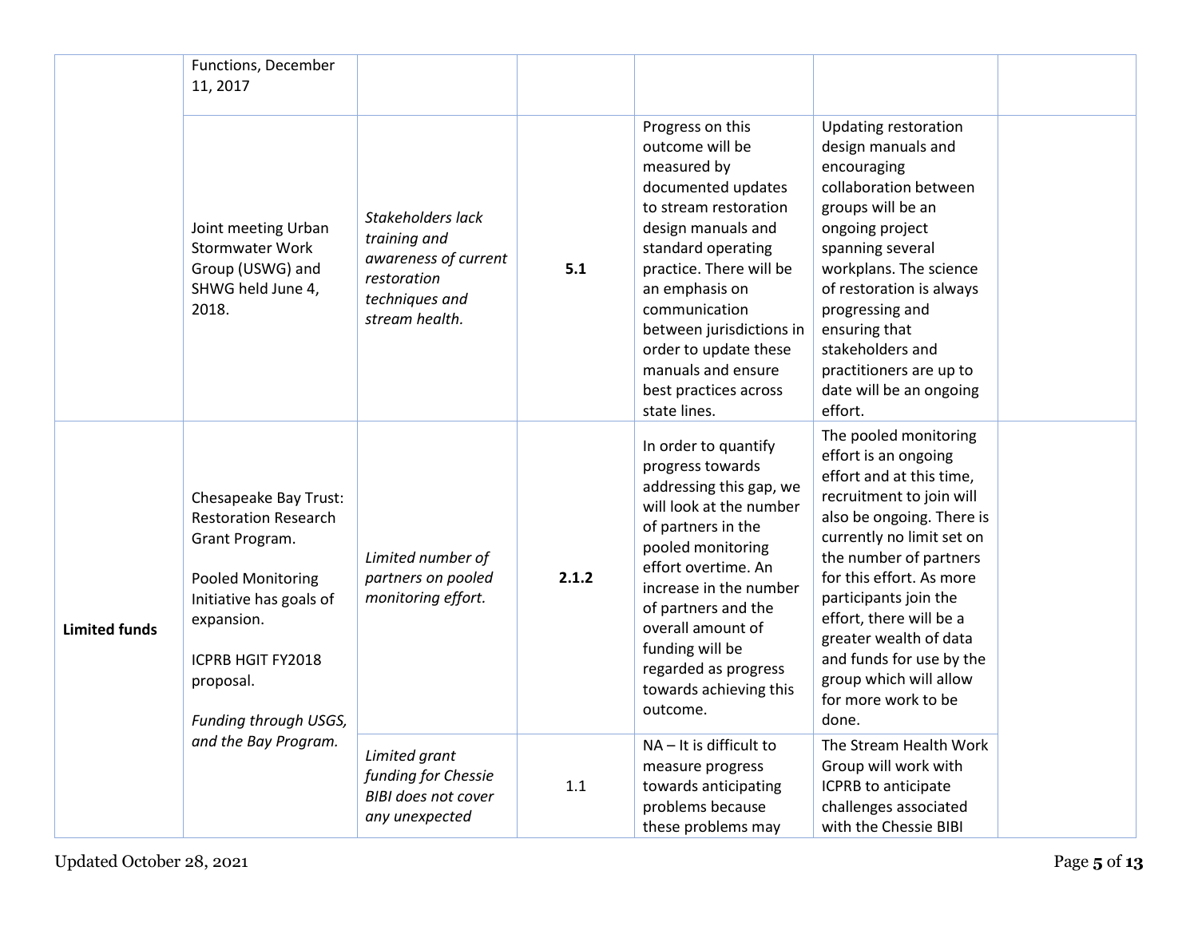| | | | | | | |
|---|---|---|---|---|---|---|
| | Functions, December 11, 2017 | | | | | |
| | Joint meeting Urban Stormwater Work Group (USWG) and SHWG held June 4, 2018. | *Stakeholders lack training and awareness of current restoration techniques and stream health.* | **5.1** | Progress on this outcome will be measured by documented updates to stream restoration design manuals and standard operating practice. There will be an emphasis on communication between jurisdictions in order to update these manuals and ensure best practices across state lines. | Updating restoration design manuals and encouraging collaboration between groups will be an ongoing project spanning several workplans. The science of restoration is always progressing and ensuring that stakeholders and practitioners are up to date will be an ongoing effort. | |
| **Limited funds** | Chesapeake Bay Trust: Restoration Research Grant Program.<br><br>Pooled Monitoring Initiative has goals of expansion.<br><br>ICPRB HGIT FY2018 proposal.<br><br>*Funding through USGS, and the Bay Program.* | *Limited number of partners on pooled monitoring effort.* | **2.1.2** | In order to quantify progress towards addressing this gap, we will look at the number of partners in the pooled monitoring effort overtime. An increase in the number of partners and the overall amount of funding will be regarded as progress towards achieving this outcome. | The pooled monitoring effort is an ongoing effort and at this time, recruitment to join will also be ongoing. There is currently no limit set on the number of partners for this effort. As more participants join the effort, there will be a greater wealth of data and funds for use by the group which will allow for more work to be done. | |
| | | *Limited grant funding for Chessie BIBI does not cover any unexpected* | 1.1 | NA – It is difficult to measure progress towards anticipating problems because these problems may | The Stream Health Work Group will work with ICPRB to anticipate challenges associated with the Chessie BIBI | |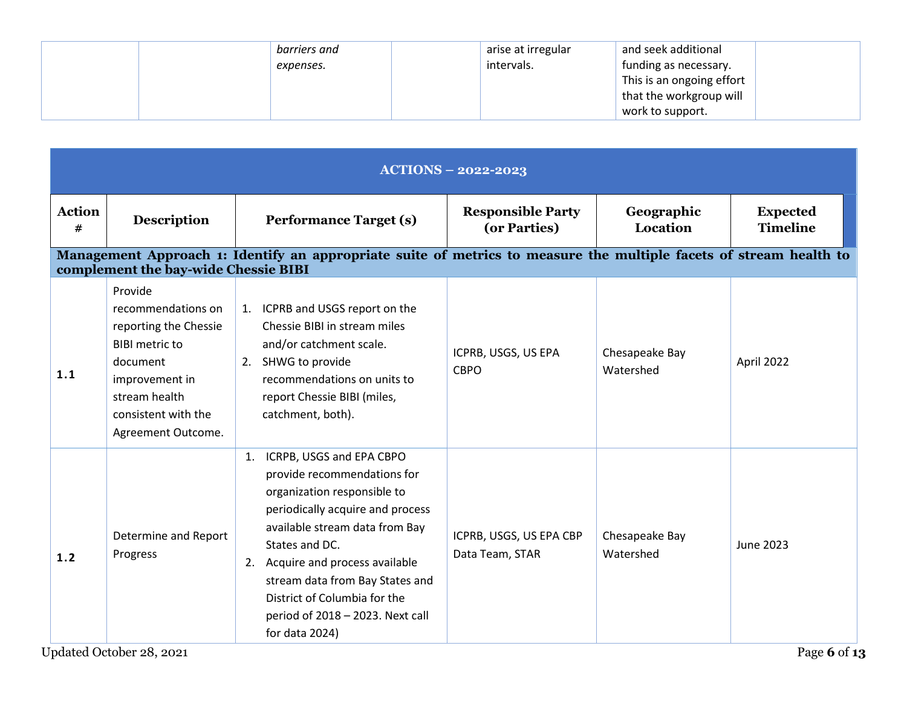|  |  | *barriers and expenses.* |  | arise at irregular intervals. | and seek additional funding as necessary. This is an ongoing effort that the workgroup will work to support. |  |
|---|---|---|---|---|---|---|

| ACTIONS – 2022-2023 | | | | | |
|---|---|---|---|---|---|
| **Action #** | **Description** | **Performance Target (s)** | **Responsible Party (or Parties)** | **Geographic Location** | **Expected Timeline** |
| **Management Approach 1: Identify an appropriate suite of metrics to measure the multiple facets of stream health to complement the bay-wide Chessie BIBI** | | | | | |
| **1.1** | Provide recommendations on reporting the Chessie BIBI metric to document improvement in stream health consistent with the Agreement Outcome. | 1. ICPRB and USGS report on the Chessie BIBI in stream miles and/or catchment scale.<br>2. SHWG to provide recommendations on units to report Chessie BIBI (miles, catchment, both). | ICPRB, USGS, US EPA CBPO | Chesapeake Bay Watershed | April 2022 |
| **1.2** | Determine and Report Progress | 1. ICRPB, USGS and EPA CBPO provide recommendations for organization responsible to periodically acquire and process available stream data from Bay States and DC.<br>2. Acquire and process available stream data from Bay States and District of Columbia for the period of 2018 – 2023. Next call for data 2024) | ICPRB, USGS, US EPA CBP Data Team, STAR | Chesapeake Bay Watershed | June 2023 |

Updated October 28, 2021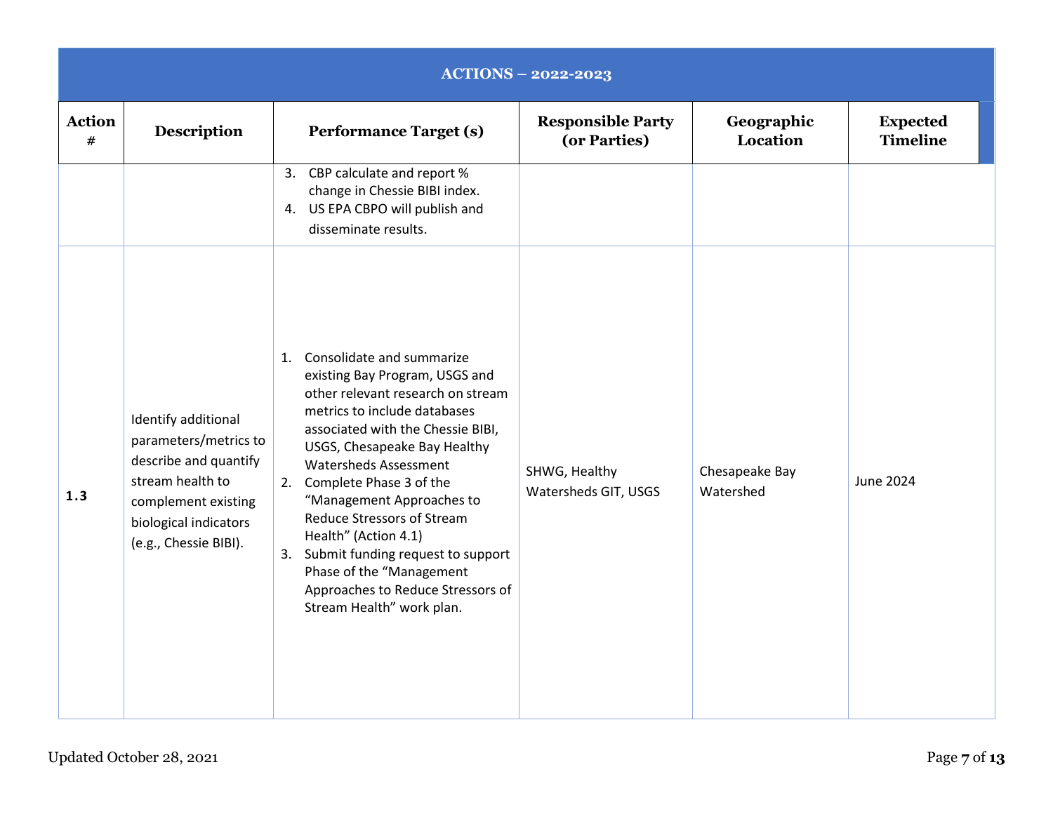| ACTIONS – 2022-2023 | | | | | |
|---|---|---|---|---|---|
| **Action #** | **Description** | **Performance Target (s)** | **Responsible Party (or Parties)** | **Geographic Location** | **Expected Timeline** |
| | | 3. CBP calculate and report % change in Chessie BIBI index.<br>4. US EPA CBPO will publish and disseminate results. | | | |
| **1.3** | Identify additional parameters/metrics to describe and quantify stream health to complement existing biological indicators (e.g., Chessie BIBI). | 1. Consolidate and summarize existing Bay Program, USGS and other relevant research on stream metrics to include databases associated with the Chessie BIBI, USGS, Chesapeake Bay Healthy Watersheds Assessment<br>2. Complete Phase 3 of the "Management Approaches to Reduce Stressors of Stream Health" (Action 4.1)<br>3. Submit funding request to support Phase of the "Management Approaches to Reduce Stressors of Stream Health" work plan. | SHWG, Healthy Watersheds GIT, USGS | Chesapeake Bay Watershed | June 2024 |

Updated October 28, 2021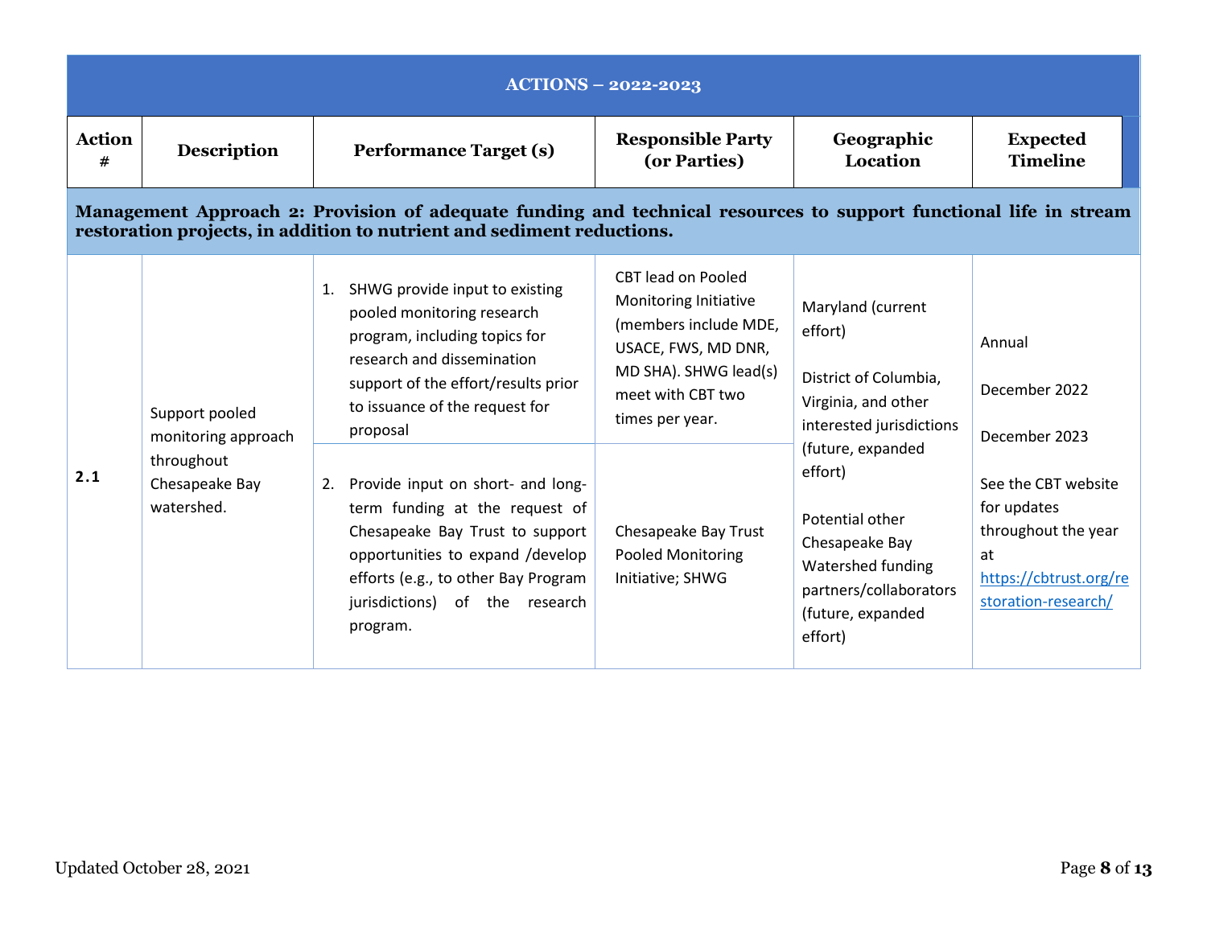| ACTIONS – 2022-2023 | | | | | |
|---|---|---|---|---|---|
| **Action #** | **Description** | **Performance Target (s)** | **Responsible Party (or Parties)** | **Geographic Location** | **Expected Timeline** |
| **Management Approach 2: Provision of adequate funding and technical resources to support functional life in stream restoration projects, in addition to nutrient and sediment reductions.** | | | | | |
| **2.1** | Support pooled monitoring approach throughout Chesapeake Bay watershed. | 1. SHWG provide input to existing pooled monitoring research program, including topics for research and dissemination support of the effort/results prior to issuance of the request for proposal | CBT lead on Pooled Monitoring Initiative (members include MDE, USACE, FWS, MD DNR, MD SHA). SHWG lead(s) meet with CBT two times per year. | Maryland (current effort)<br><br>District of Columbia, Virginia, and other interested jurisdictions (future, expanded effort)<br><br>Potential other Chesapeake Bay Watershed funding partners/collaborators (future, expanded effort) | Annual<br><br>December 2022<br><br>December 2023<br><br>See the CBT website for updates throughout the year at https://cbtrust.org/restoration-research/ |
| | | 2. Provide input on short- and long-term funding at the request of Chesapeake Bay Trust to support opportunities to expand /develop efforts (e.g., to other Bay Program jurisdictions) of the research program. | Chesapeake Bay Trust Pooled Monitoring Initiative; SHWG | | |

Updated October 28, 2021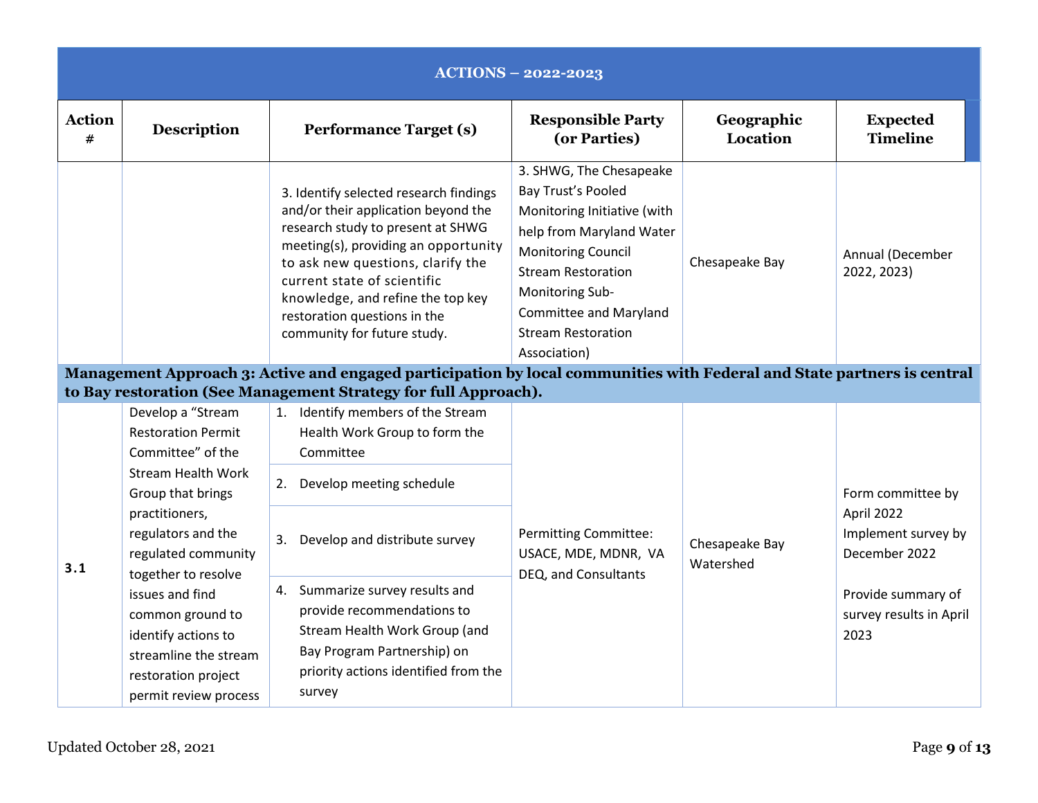| ACTIONS – 2022-2023 | | | | | |
|---|---|---|---|---|---|
| **Action #** | **Description** | **Performance Target (s)** | **Responsible Party (or Parties)** | **Geographic Location** | **Expected Timeline** |
| | | 3. Identify selected research findings and/or their application beyond the research study to present at SHWG meeting(s), providing an opportunity to ask new questions, clarify the current state of scientific knowledge, and refine the top key restoration questions in the community for future study. | 3. SHWG, The Chesapeake Bay Trust's Pooled Monitoring Initiative (with help from Maryland Water Monitoring Council Stream Restoration Monitoring Sub-Committee and Maryland Stream Restoration Association) | Chesapeake Bay | Annual (December 2022, 2023) |
| **Management Approach 3: Active and engaged participation by local communities with Federal and State partners is central to Bay restoration (See Management Strategy for full Approach).** | | | | | |
| **3.1** | Develop a "Stream Restoration Permit Committee" of the Stream Health Work Group that brings practitioners, regulators and the regulated community together to resolve issues and find common ground to identify actions to streamline the stream restoration project permit review process | 1. Identify members of the Stream Health Work Group to form the Committee<br>2. Develop meeting schedule<br>3. Develop and distribute survey<br>4. Summarize survey results and provide recommendations to Stream Health Work Group (and Bay Program Partnership) on priority actions identified from the survey | Permitting Committee: USACE, MDE, MDNR, VA DEQ, and Consultants | Chesapeake Bay Watershed | Form committee by April 2022<br>Implement survey by December 2022<br><br>Provide summary of survey results in April 2023 |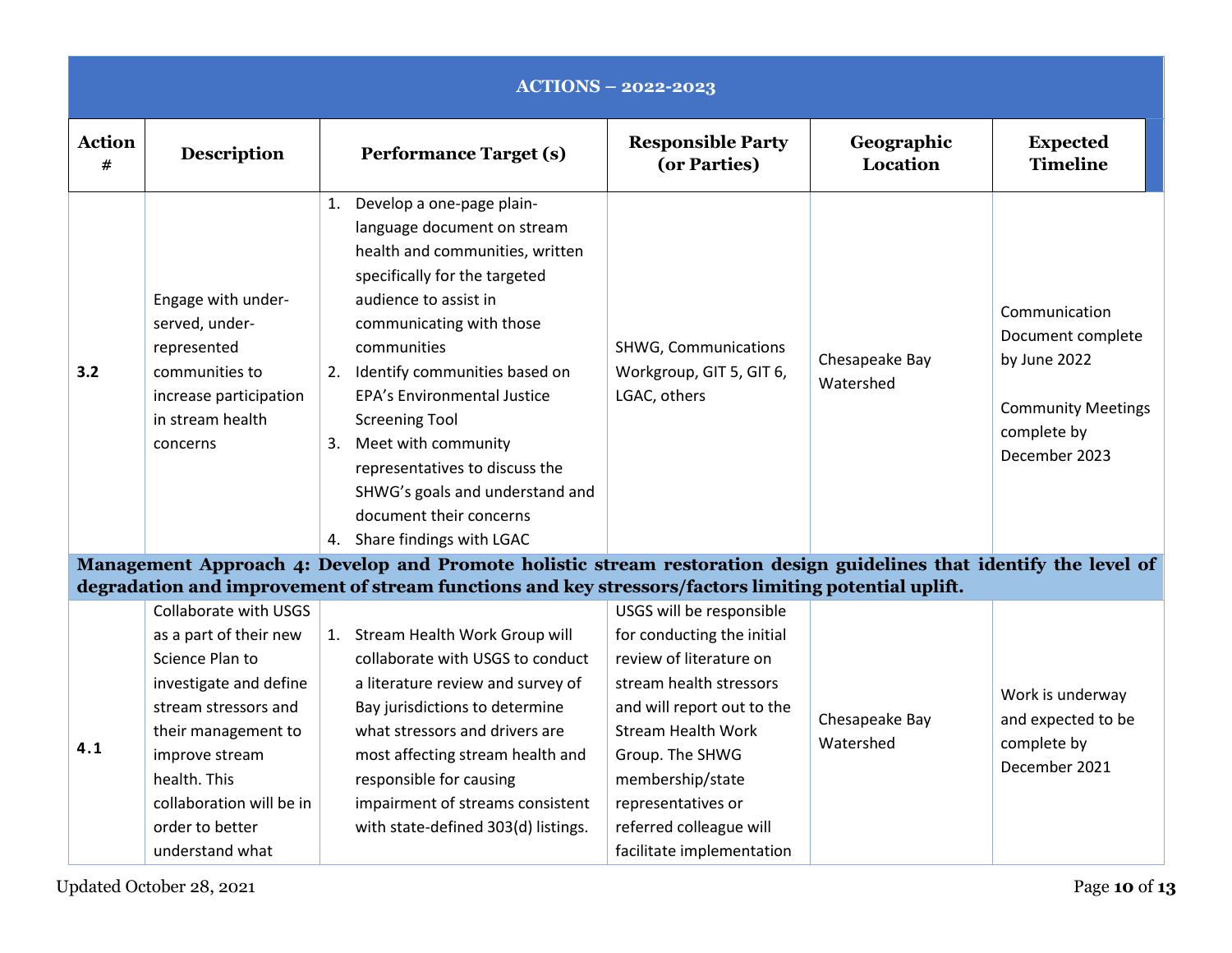| ACTIONS – 2022-2023 | | | | | |
|---|---|---|---|---|---|
| **Action #** | **Description** | **Performance Target (s)** | **Responsible Party (or Parties)** | **Geographic Location** | **Expected Timeline** |
| **3.2** | Engage with under-served, under-represented communities to increase participation in stream health concerns | 1. Develop a one-page plain-language document on stream health and communities, written specifically for the targeted audience to assist in communicating with those communities<br>2. Identify communities based on EPA's Environmental Justice Screening Tool<br>3. Meet with community representatives to discuss the SHWG's goals and understand and document their concerns<br>4. Share findings with LGAC | SHWG, Communications Workgroup, GIT 5, GIT 6, LGAC, others | Chesapeake Bay Watershed | Communication Document complete by June 2022<br><br>Community Meetings complete by December 2023 |
| **Management Approach 4: Develop and Promote holistic stream restoration design guidelines that identify the level of degradation and improvement of stream functions and key stressors/factors limiting potential uplift.** | | | | | |
| **4.1** | Collaborate with USGS as a part of their new Science Plan to investigate and define stream stressors and their management to improve stream health. This collaboration will be in order to better understand what | 1. Stream Health Work Group will collaborate with USGS to conduct a literature review and survey of Bay jurisdictions to determine what stressors and drivers are most affecting stream health and responsible for causing impairment of streams consistent with state-defined 303(d) listings. | USGS will be responsible for conducting the initial review of literature on stream health stressors and will report out to the Stream Health Work Group. The SHWG membership/state representatives or referred colleague will facilitate implementation | Chesapeake Bay Watershed | Work is underway and expected to be complete by December 2021 |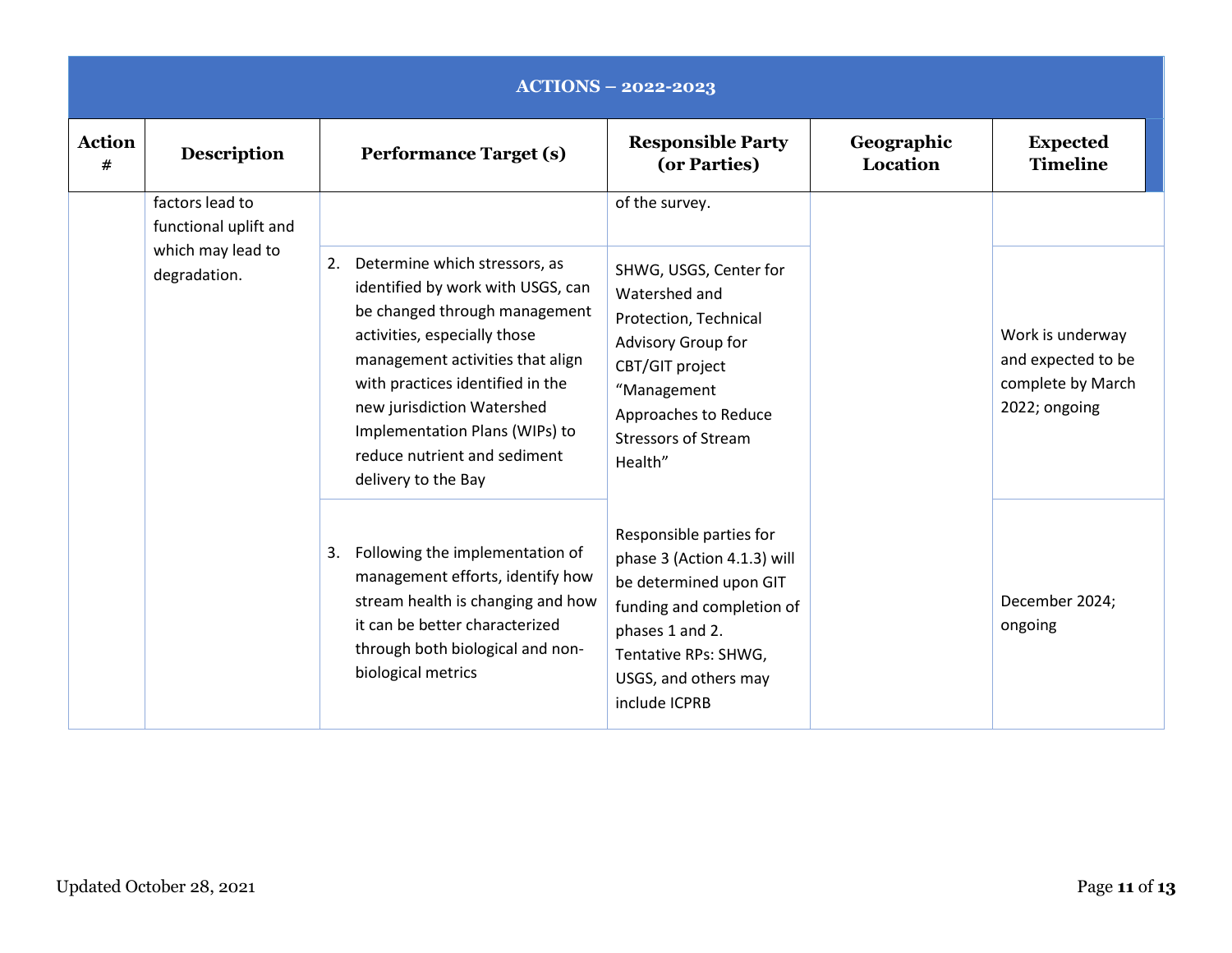| ACTIONS – 2022-2023 | | | | | |
|---|---|---|---|---|---|
| **Action #** | **Description** | **Performance Target (s)** | **Responsible Party (or Parties)** | **Geographic Location** | **Expected Timeline** |
| | factors lead to functional uplift and which may lead to degradation. | | of the survey. | | |
| | | 2. Determine which stressors, as identified by work with USGS, can be changed through management activities, especially those management activities that align with practices identified in the new jurisdiction Watershed Implementation Plans (WIPs) to reduce nutrient and sediment delivery to the Bay | SHWG, USGS, Center for Watershed and Protection, Technical Advisory Group for CBT/GIT project "Management Approaches to Reduce Stressors of Stream Health" | | Work is underway and expected to be complete by March 2022; ongoing |
| | | 3. Following the implementation of management efforts, identify how stream health is changing and how it can be better characterized through both biological and non-biological metrics | Responsible parties for phase 3 (Action 4.1.3) will be determined upon GIT funding and completion of phases 1 and 2. Tentative RPs: SHWG, USGS, and others may include ICPRB | | December 2024; ongoing |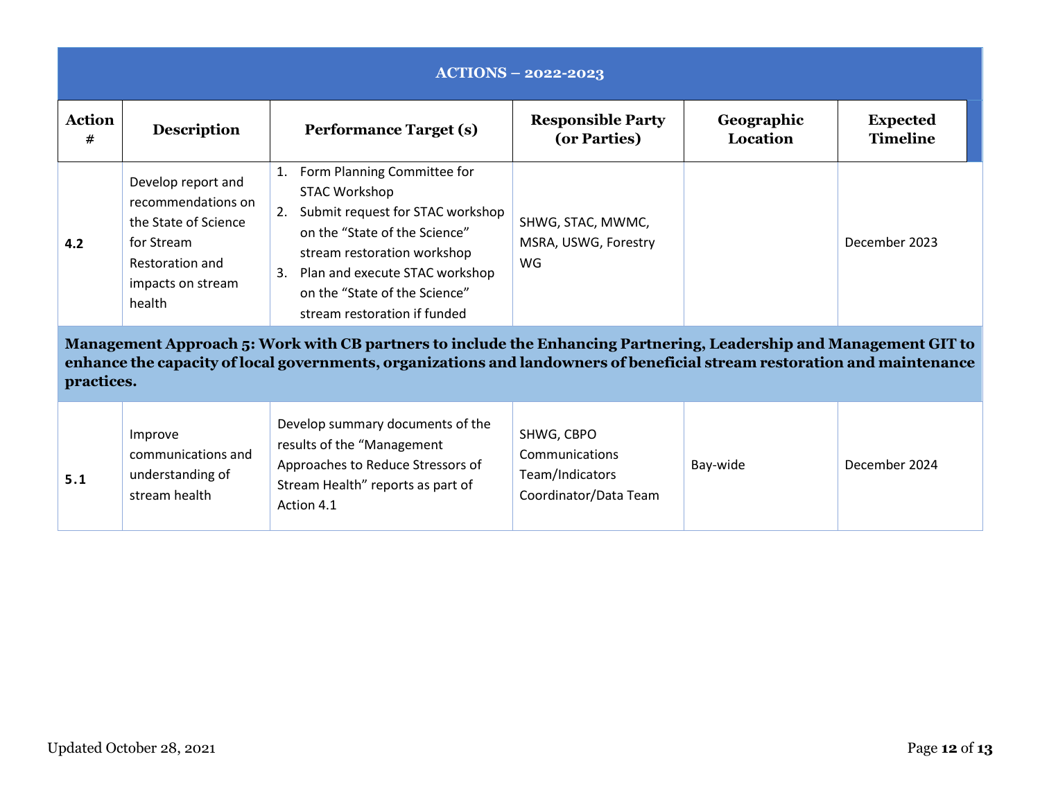| ACTIONS – 2022-2023 | | | | | |
|---|---|---|---|---|---|
| **Action #** | **Description** | **Performance Target (s)** | **Responsible Party (or Parties)** | **Geographic Location** | **Expected Timeline** |
| **4.2** | Develop report and recommendations on the State of Science for Stream Restoration and impacts on stream health | 1. Form Planning Committee for STAC Workshop<br>2. Submit request for STAC workshop on the "State of the Science" stream restoration workshop<br>3. Plan and execute STAC workshop on the "State of the Science" stream restoration if funded | SHWG, STAC, MWMC, MSRA, USWG, Forestry WG | | December 2023 |
| **Management Approach 5: Work with CB partners to include the Enhancing Partnering, Leadership and Management GIT to enhance the capacity of local governments, organizations and landowners of beneficial stream restoration and maintenance practices.** | | | | | |
| **5.1** | Improve communications and understanding of stream health | Develop summary documents of the results of the "Management Approaches to Reduce Stressors of Stream Health" reports as part of Action 4.1 | SHWG, CBPO Communications Team/Indicators Coordinator/Data Team | Bay-wide | December 2024 |

Updated October 28, 2021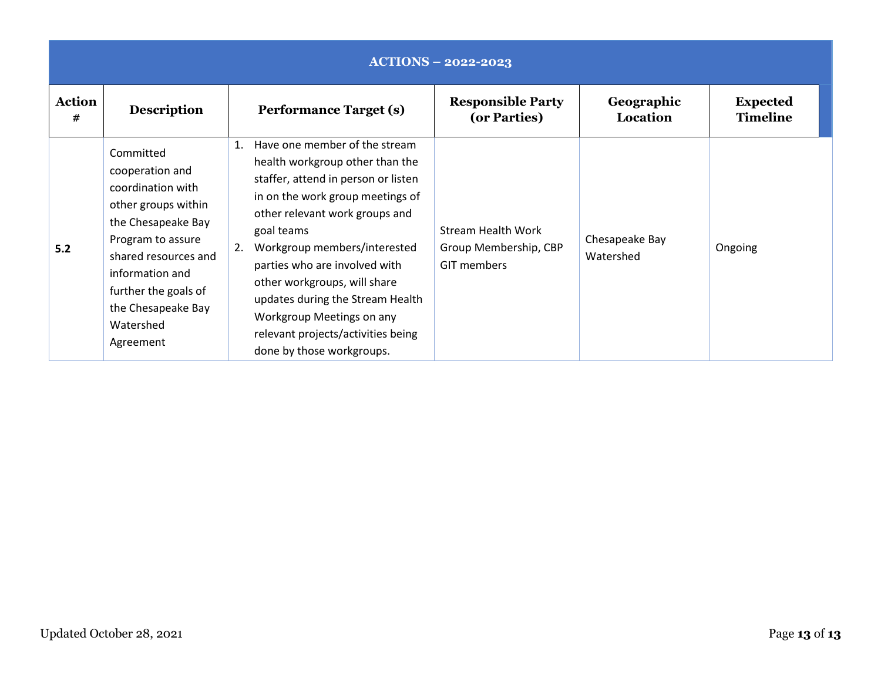| ACTIONS – 2022-2023 | | | | | |
|---|---|---|---|---|---|
| **Action #** | **Description** | **Performance Target (s)** | **Responsible Party (or Parties)** | **Geographic Location** | **Expected Timeline** |
| **5.2** | Committed cooperation and coordination with other groups within the Chesapeake Bay Program to assure shared resources and information and further the goals of the Chesapeake Bay Watershed Agreement | 1. Have one member of the stream health workgroup other than the staffer, attend in person or listen in on the work group meetings of other relevant work groups and goal teams<br>2. Workgroup members/interested parties who are involved with other workgroups, will share updates during the Stream Health Workgroup Meetings on any relevant projects/activities being done by those workgroups. | Stream Health Work Group Membership, CBP GIT members | Chesapeake Bay Watershed | Ongoing |

Updated October 28, 2021